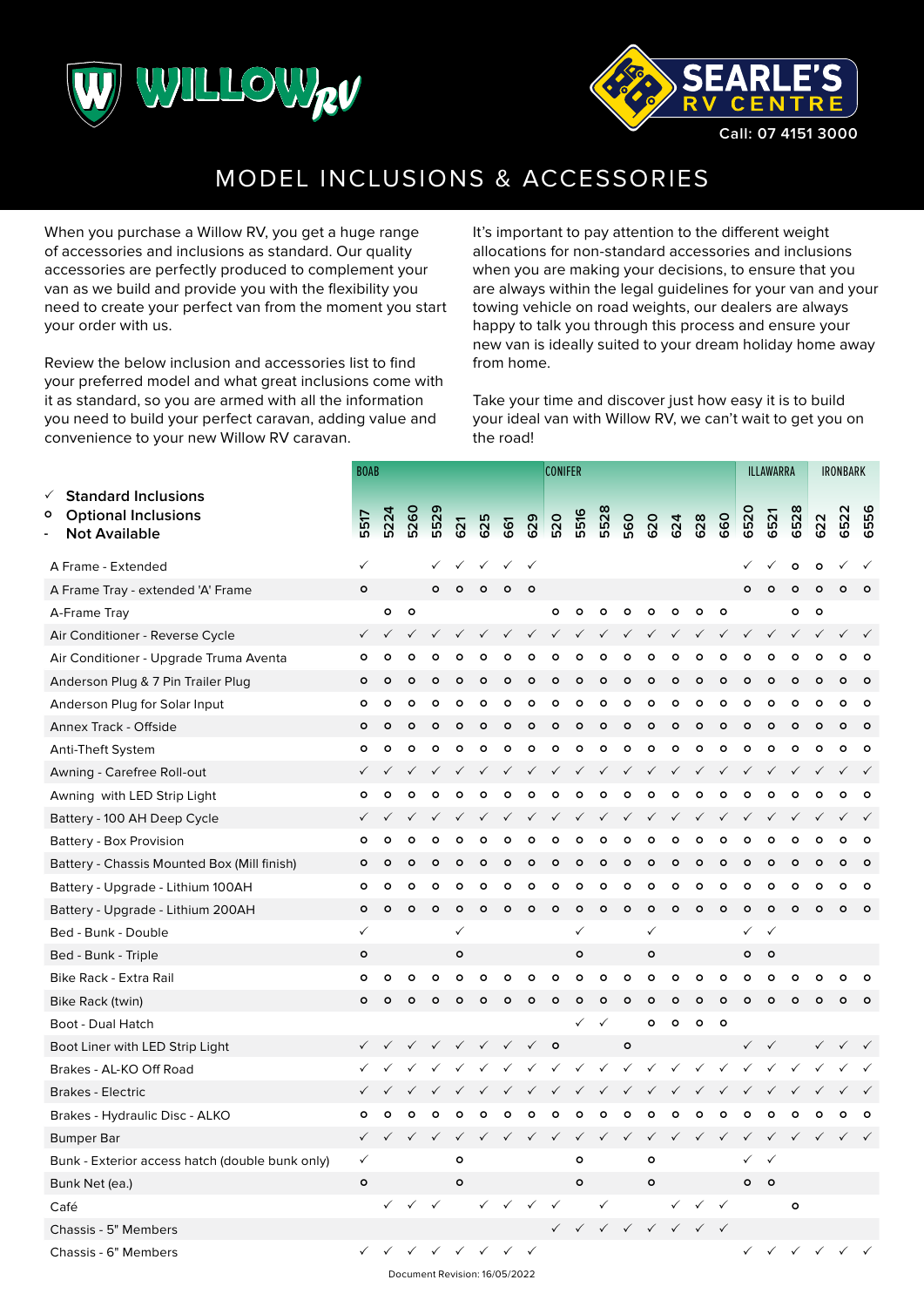# MODEL INCLUSIONS & ACCESSORIES

When you purchase a Willow RV, you get a huge range of accessories and inclusions as standard. Our quality accessories are perfectly produced to complement your van as we build and provide you with the flexibility you need to create your perfect van from the moment you start your order with us.

Review the below inclusion and accessories list to find your preferred model and what great inclusions come with it as standard, so you are armed with all the information you need to build your perfect caravan, adding value and convenience to your new Willow RV caravan.

It's important to pay attention to the different weight allocations for non-standard accessories and inclusions when you are making your decisions, to ensure that you are always within the legal guidelines for your van and your towing vehicle on road weights, our dealers are always happy to talk you through this process and ensure your new van is ideally suited to your dream holiday home away from home.

Take your time and discover just how easy it is to build your ideal van with Willow RV, we can't wait to get you on the road!

- ✓ **Standard Inclusions**
- o **Optional Inclusions**
- \- **Not Available**

| | BOAB | | | | | | | | CONIFER | | | | | | | | ILLAWARRA | | | IRONBARK | | |
|---|---|---|---|---|---|---|---|---|---|---|---|---|---|---|---|---|---|---|---|---|---|---|
| | 5517 | 5224 | 5260 | 5529 | 621 | 625 | 661 | 629 | 520 | 5516 | 5528 | 560 | 620 | 624 | 628 | 660 | 6520 | 6521 | 6528 | 622 | 6522 | 6556 |
| A Frame - Extended | ✓ | | | ✓ | ✓ | ✓ | ✓ | ✓ | | | | | | | | | ✓ | ✓ | o | o | ✓ | ✓ |
| A Frame Tray - extended 'A' Frame | o | | | o | o | o | o | o | | | | | | | | | o | o | o | o | o | o |
| A-Frame Tray | | o | o | | | | | | o | o | o | o | o | o | o | o | | | o | o | | |
| Air Conditioner - Reverse Cycle | ✓ | ✓ | ✓ | ✓ | ✓ | ✓ | ✓ | ✓ | ✓ | ✓ | ✓ | ✓ | ✓ | ✓ | ✓ | ✓ | ✓ | ✓ | ✓ | ✓ | ✓ | ✓ |
| Air Conditioner - Upgrade Truma Aventa | o | o | o | o | o | o | o | o | o | o | o | o | o | o | o | o | o | o | o | o | o | o |
| Anderson Plug & 7 Pin Trailer Plug | o | o | o | o | o | o | o | o | o | o | o | o | o | o | o | o | o | o | o | o | o | o |
| Anderson Plug for Solar Input | o | o | o | o | o | o | o | o | o | o | o | o | o | o | o | o | o | o | o | o | o | o |
| Annex Track - Offside | o | o | o | o | o | o | o | o | o | o | o | o | o | o | o | o | o | o | o | o | o | o |
| Anti-Theft System | o | o | o | o | o | o | o | o | o | o | o | o | o | o | o | o | o | o | o | o | o | o |
| Awning - Carefree Roll-out | ✓ | ✓ | ✓ | ✓ | ✓ | ✓ | ✓ | ✓ | ✓ | ✓ | ✓ | ✓ | ✓ | ✓ | ✓ | ✓ | ✓ | ✓ | ✓ | ✓ | ✓ | ✓ |
| Awning with LED Strip Light | o | o | o | o | o | o | o | o | o | o | o | o | o | o | o | o | o | o | o | o | o | o |
| Battery - 100 AH Deep Cycle | ✓ | ✓ | ✓ | ✓ | ✓ | ✓ | ✓ | ✓ | ✓ | ✓ | ✓ | ✓ | ✓ | ✓ | ✓ | ✓ | ✓ | ✓ | ✓ | ✓ | ✓ | ✓ |
| Battery - Box Provision | o | o | o | o | o | o | o | o | o | o | o | o | o | o | o | o | o | o | o | o | o | o |
| Battery - Chassis Mounted Box (Mill finish) | o | o | o | o | o | o | o | o | o | o | o | o | o | o | o | o | o | o | o | o | o | o |
| Battery - Upgrade - Lithium 100AH | o | o | o | o | o | o | o | o | o | o | o | o | o | o | o | o | o | o | o | o | o | o |
| Battery - Upgrade - Lithium 200AH | o | o | o | o | o | o | o | o | o | o | o | o | o | o | o | o | o | o | o | o | o | o |
| Bed - Bunk - Double | ✓ | | | | ✓ | | | | | ✓ | | | ✓ | | | | ✓ | ✓ | | | | |
| Bed - Bunk - Triple | o | | | | o | | | | | o | | | o | | | | o | o | | | | |
| Bike Rack - Extra Rail | o | o | o | o | o | o | o | o | o | o | o | o | o | o | o | o | o | o | o | o | o | o |
| Bike Rack (twin) | o | o | o | o | o | o | o | o | o | o | o | o | o | o | o | o | o | o | o | o | o | o |
| Boot - Dual Hatch | | | | | | | | | | ✓ | ✓ | | o | o | o | o | | | | | | |
| Boot Liner with LED Strip Light | ✓ | ✓ | ✓ | ✓ | ✓ | ✓ | ✓ | ✓ | o | | | o | | | | | ✓ | ✓ | | ✓ | ✓ | ✓ |
| Brakes - AL-KO Off Road | ✓ | ✓ | ✓ | ✓ | ✓ | ✓ | ✓ | ✓ | ✓ | ✓ | ✓ | ✓ | ✓ | ✓ | ✓ | ✓ | ✓ | ✓ | ✓ | ✓ | ✓ | ✓ |
| Brakes - Electric | ✓ | ✓ | ✓ | ✓ | ✓ | ✓ | ✓ | ✓ | ✓ | ✓ | ✓ | ✓ | ✓ | ✓ | ✓ | ✓ | ✓ | ✓ | ✓ | ✓ | ✓ | ✓ |
| Brakes - Hydraulic Disc - ALKO | o | o | o | o | o | o | o | o | o | o | o | o | o | o | o | o | o | o | o | o | o | o |
| Bumper Bar | ✓ | ✓ | ✓ | ✓ | ✓ | ✓ | ✓ | ✓ | ✓ | ✓ | ✓ | ✓ | ✓ | ✓ | ✓ | ✓ | ✓ | ✓ | ✓ | ✓ | ✓ | ✓ |
| Bunk - Exterior access hatch (double bunk only) | ✓ | | | | o | | | | | o | | | o | | | | ✓ | ✓ | | | | |
| Bunk Net (ea.) | o | | | | o | | | | | o | | | o | | | | o | o | | | | |
| Café | | ✓ | ✓ | ✓ | | ✓ | ✓ | ✓ | ✓ | | ✓ | | | ✓ | ✓ | ✓ | | | o | | | |
| Chassis - 5" Members | | | | | | | | | ✓ | ✓ | ✓ | ✓ | ✓ | ✓ | ✓ | ✓ | | | | | | |
| Chassis - 6" Members | ✓ | ✓ | ✓ | ✓ | ✓ | ✓ | ✓ | ✓ | | | | | | | | | ✓ | ✓ | ✓ | ✓ | ✓ | ✓ |

Document Revision: 16/05/2022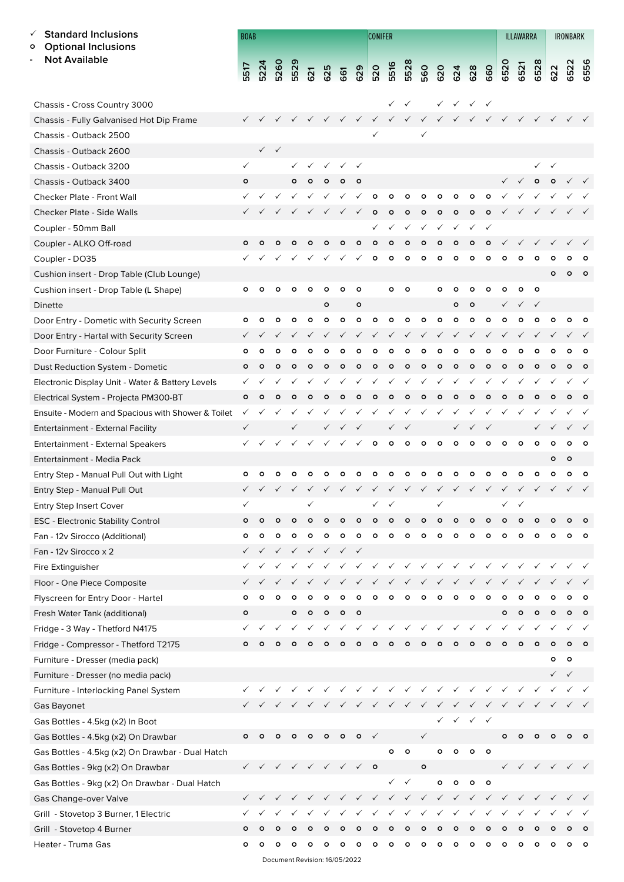- ✓ **Standard Inclusions**
- o **Optional Inclusions**
- \- **Not Available**

| | BOAB | | | | | | | | CONIFER | | | | | | | | ILLAWARRA | | | IRONBARK | | |
|---|---|---|---|---|---|---|---|---|---|---|---|---|---|---|---|---|---|---|---|---|---|---|
| | 5517 | 5224 | 5260 | 5529 | 621 | 625 | 661 | 629 | 520 | 5516 | 5528 | 560 | 620 | 624 | 628 | 660 | 6520 | 6521 | 6528 | 622 | 6522 | 6556 |
| Chassis - Cross Country 3000 | | | | | | | | | | ✓ | ✓ | | ✓ | ✓ | ✓ | ✓ | | | | | | |
| Chassis - Fully Galvanised Hot Dip Frame | ✓ | ✓ | ✓ | ✓ | ✓ | ✓ | ✓ | ✓ | ✓ | ✓ | ✓ | ✓ | ✓ | ✓ | ✓ | ✓ | ✓ | ✓ | ✓ | ✓ | ✓ | ✓ |
| Chassis - Outback 2500 | | | | | | | | | ✓ | | | ✓ | | | | | | | | | | |
| Chassis - Outback 2600 | | ✓ | ✓ | | | | | | | | | | | | | | | | | | | |
| Chassis - Outback 3200 | ✓ | | | ✓ | ✓ | ✓ | ✓ | ✓ | | | | | | | | | | | ✓ | ✓ | | |
| Chassis - Outback 3400 | o | | | o | o | o | o | o | | | | | | | | | ✓ | ✓ | o | o | ✓ | ✓ |
| Checker Plate - Front Wall | ✓ | ✓ | ✓ | ✓ | ✓ | ✓ | ✓ | ✓ | o | o | o | o | o | o | o | o | ✓ | ✓ | ✓ | ✓ | ✓ | ✓ |
| Checker Plate - Side Walls | ✓ | ✓ | ✓ | ✓ | ✓ | ✓ | ✓ | ✓ | o | o | o | o | o | o | o | o | ✓ | ✓ | ✓ | ✓ | ✓ | ✓ |
| Coupler - 50mm Ball | | | | | | | | | ✓ | ✓ | ✓ | ✓ | ✓ | ✓ | ✓ | ✓ | | | | | | |
| Coupler - ALKO Off-road | o | o | o | o | o | o | o | o | o | o | o | o | o | o | o | o | ✓ | ✓ | ✓ | ✓ | ✓ | ✓ |
| Coupler - DO35 | ✓ | ✓ | ✓ | ✓ | ✓ | ✓ | ✓ | ✓ | o | o | o | o | o | o | o | o | o | o | o | o | o | o |
| Cushion insert - Drop Table (Club Lounge) | | | | | | | | | | | | | | | | | | | | o | o | o |
| Cushion insert - Drop Table (L Shape) | o | o | o | o | o | o | o | o | | o | o | | o | o | o | o | o | o | o | | | |
| Dinette | | | | | | o | | o | | | | | | o | o | | ✓ | ✓ | ✓ | | | |
| Door Entry - Dometic with Security Screen | o | o | o | o | o | o | o | o | o | o | o | o | o | o | o | o | o | o | o | o | o | o |
| Door Entry - Hartal with Security Screen | ✓ | ✓ | ✓ | ✓ | ✓ | ✓ | ✓ | ✓ | ✓ | ✓ | ✓ | ✓ | ✓ | ✓ | ✓ | ✓ | ✓ | ✓ | ✓ | ✓ | ✓ | ✓ |
| Door Furniture - Colour Split | o | o | o | o | o | o | o | o | o | o | o | o | o | o | o | o | o | o | o | o | o | o |
| Dust Reduction System - Dometic | o | o | o | o | o | o | o | o | o | o | o | o | o | o | o | o | o | o | o | o | o | o |
| Electronic Display Unit - Water & Battery Levels | ✓ | ✓ | ✓ | ✓ | ✓ | ✓ | ✓ | ✓ | ✓ | ✓ | ✓ | ✓ | ✓ | ✓ | ✓ | ✓ | ✓ | ✓ | ✓ | ✓ | ✓ | ✓ |
| Electrical System - Projecta PM300-BT | o | o | o | o | o | o | o | o | o | o | o | o | o | o | o | o | o | o | o | o | o | o |
| Ensuite - Modern and Spacious with Shower & Toilet | ✓ | ✓ | ✓ | ✓ | ✓ | ✓ | ✓ | ✓ | ✓ | ✓ | ✓ | ✓ | ✓ | ✓ | ✓ | ✓ | ✓ | ✓ | ✓ | ✓ | ✓ | ✓ |
| Entertainment - External Facility | ✓ | | | ✓ | | ✓ | ✓ | ✓ | | ✓ | ✓ | | | ✓ | ✓ | ✓ | | | ✓ | | ✓ | ✓ |
| Entertainment - External Speakers | ✓ | ✓ | ✓ | ✓ | ✓ | ✓ | ✓ | ✓ | o | o | o | o | o | o | o | o | o | o | o | o | o | o |
| Entertainment - Media Pack | | | | | | | | | | | | | | | | | | | | o | o | |
| Entry Step - Manual Pull Out with Light | o | o | o | o | o | o | o | o | o | o | o | o | o | o | o | o | o | o | o | o | o | o |
| Entry Step - Manual Pull Out | ✓ | ✓ | ✓ | ✓ | ✓ | ✓ | ✓ | ✓ | ✓ | ✓ | ✓ | ✓ | ✓ | ✓ | ✓ | ✓ | ✓ | ✓ | ✓ | ✓ | ✓ | ✓ |
| Entry Step Insert Cover | ✓ | | | | ✓ | | | | ✓ | ✓ | | | ✓ | | | | ✓ | ✓ | | | | |
| ESC - Electronic Stability Control | o | o | o | o | o | o | o | o | o | o | o | o | o | o | o | o | o | o | o | o | o | o |
| Fan - 12v Sirocco (Additional) | o | o | o | o | o | o | o | o | o | o | o | o | o | o | o | o | o | o | o | o | o | o |
| Fan - 12v Sirocco x 2 | ✓ | ✓ | ✓ | ✓ | ✓ | ✓ | ✓ | ✓ | | | | | | | | | | | | | | |
| Fire Extinguisher | ✓ | ✓ | ✓ | ✓ | ✓ | ✓ | ✓ | ✓ | ✓ | ✓ | ✓ | ✓ | ✓ | ✓ | ✓ | ✓ | ✓ | ✓ | ✓ | ✓ | ✓ | ✓ |
| Floor - One Piece Composite | ✓ | ✓ | ✓ | ✓ | ✓ | ✓ | ✓ | ✓ | ✓ | ✓ | ✓ | ✓ | ✓ | ✓ | ✓ | ✓ | ✓ | ✓ | ✓ | ✓ | ✓ | ✓ |
| Flyscreen for Entry Door - Hartel | o | o | o | o | o | o | o | o | o | o | o | o | o | o | o | o | o | o | o | o | o | o |
| Fresh Water Tank (additional) | o | | | o | o | o | o | o | | | | | | | | | o | o | o | o | o | o |
| Fridge - 3 Way - Thetford N4175 | ✓ | ✓ | ✓ | ✓ | ✓ | ✓ | ✓ | ✓ | ✓ | ✓ | ✓ | ✓ | ✓ | ✓ | ✓ | ✓ | ✓ | ✓ | ✓ | ✓ | ✓ | ✓ |
| Fridge - Compressor - Thetford T2175 | o | o | o | o | o | o | o | o | o | o | o | o | o | o | o | o | o | o | o | o | o | o |
| Furniture - Dresser (media pack) | | | | | | | | | | | | | | | | | | | | o | o | |
| Furniture - Dresser (no media pack) | | | | | | | | | | | | | | | | | | | | ✓ | ✓ | |
| Furniture - Interlocking Panel System | ✓ | ✓ | ✓ | ✓ | ✓ | ✓ | ✓ | ✓ | ✓ | ✓ | ✓ | ✓ | ✓ | ✓ | ✓ | ✓ | ✓ | ✓ | ✓ | ✓ | ✓ | ✓ |
| Gas Bayonet | ✓ | ✓ | ✓ | ✓ | ✓ | ✓ | ✓ | ✓ | ✓ | ✓ | ✓ | ✓ | ✓ | ✓ | ✓ | ✓ | ✓ | ✓ | ✓ | ✓ | ✓ | ✓ |
| Gas Bottles - 4.5kg (x2) In Boot | | | | | | | | | | | | | ✓ | ✓ | ✓ | ✓ | | | | | | |
| Gas Bottles - 4.5kg (x2) On Drawbar | o | o | o | o | o | o | o | o | ✓ | | | ✓ | | | | | o | o | o | o | o | o |
| Gas Bottles - 4.5kg (x2) On Drawbar - Dual Hatch | | | | | | | | | | o | o | | o | o | o | o | | | | | | |
| Gas Bottles - 9kg (x2) On Drawbar | ✓ | ✓ | ✓ | ✓ | ✓ | ✓ | ✓ | ✓ | o | | | o | | | | | ✓ | ✓ | ✓ | ✓ | ✓ | ✓ |
| Gas Bottles - 9kg (x2) On Drawbar - Dual Hatch | | | | | | | | | | ✓ | ✓ | | o | o | o | o | | | | | | |
| Gas Change-over Valve | ✓ | ✓ | ✓ | ✓ | ✓ | ✓ | ✓ | ✓ | ✓ | ✓ | ✓ | ✓ | ✓ | ✓ | ✓ | ✓ | ✓ | ✓ | ✓ | ✓ | ✓ | ✓ |
| Grill - Stovetop 3 Burner, 1 Electric | ✓ | ✓ | ✓ | ✓ | ✓ | ✓ | ✓ | ✓ | ✓ | ✓ | ✓ | ✓ | ✓ | ✓ | ✓ | ✓ | ✓ | ✓ | ✓ | ✓ | ✓ | ✓ |
| Grill - Stovetop 4 Burner | o | o | o | o | o | o | o | o | o | o | o | o | o | o | o | o | o | o | o | o | o | o |
| Heater - Truma Gas | o | o | o | o | o | o | o | o | o | o | o | o | o | o | o | o | o | o | o | o | o | o |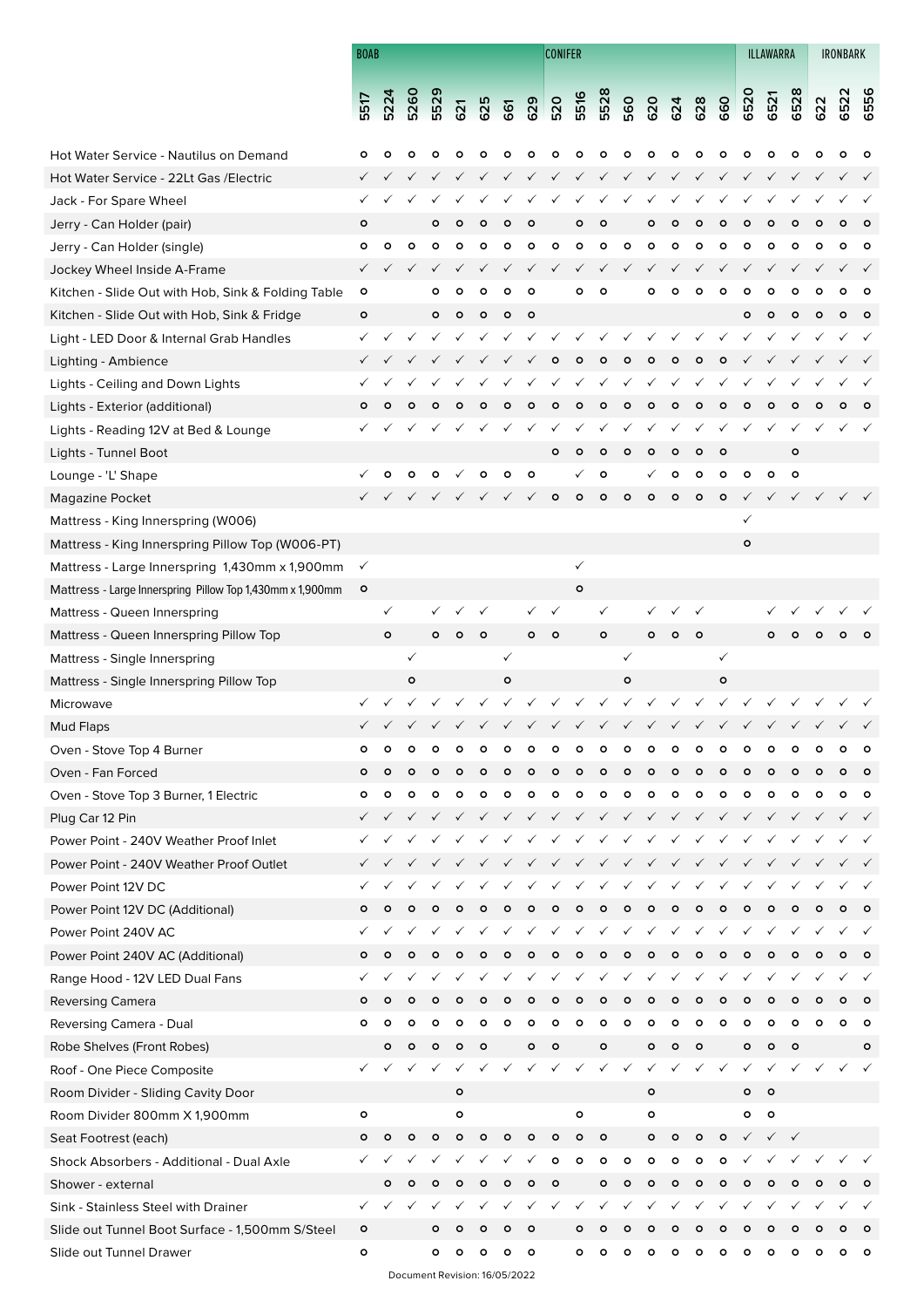| | BOAB | | | | | | | | CONIFER | | | | | | | | ILLAWARRA | | | IRONBARK | | |
|---|---|---|---|---|---|---|---|---|---|---|---|---|---|---|---|---|---|---|---|---|---|---|
| | 5517 | 5224 | 5260 | 5529 | 621 | 625 | 661 | 629 | 520 | 5516 | 5528 | 560 | 620 | 624 | 628 | 660 | 6520 | 6521 | 6528 | 622 | 6522 | 6556 |
| Hot Water Service - Nautilus on Demand | o | o | o | o | o | o | o | o | o | o | o | o | o | o | o | o | o | o | o | o | o | o |
| Hot Water Service - 22Lt Gas /Electric | ✓ | ✓ | ✓ | ✓ | ✓ | ✓ | ✓ | ✓ | ✓ | ✓ | ✓ | ✓ | ✓ | ✓ | ✓ | ✓ | ✓ | ✓ | ✓ | ✓ | ✓ | ✓ |
| Jack - For Spare Wheel | ✓ | ✓ | ✓ | ✓ | ✓ | ✓ | ✓ | ✓ | ✓ | ✓ | ✓ | ✓ | ✓ | ✓ | ✓ | ✓ | ✓ | ✓ | ✓ | ✓ | ✓ | ✓ |
| Jerry - Can Holder (pair) | o | | | o | o | o | o | o | | o | o | | o | o | o | o | o | o | o | o | o | o |
| Jerry - Can Holder (single) | o | o | o | o | o | o | o | o | o | o | o | o | o | o | o | o | o | o | o | o | o | o |
| Jockey Wheel Inside A-Frame | ✓ | ✓ | ✓ | ✓ | ✓ | ✓ | ✓ | ✓ | ✓ | ✓ | ✓ | ✓ | ✓ | ✓ | ✓ | ✓ | ✓ | ✓ | ✓ | ✓ | ✓ | ✓ |
| Kitchen - Slide Out with Hob, Sink & Folding Table | o | | | o | o | o | o | o | | o | o | | o | o | o | o | o | o | o | o | o | o |
| Kitchen - Slide Out with Hob, Sink & Fridge | o | | | o | o | o | o | o | | | | | | | | | o | o | o | o | o | o |
| Light - LED Door & Internal Grab Handles | ✓ | ✓ | ✓ | ✓ | ✓ | ✓ | ✓ | ✓ | ✓ | ✓ | ✓ | ✓ | ✓ | ✓ | ✓ | ✓ | ✓ | ✓ | ✓ | ✓ | ✓ | ✓ |
| Lighting - Ambience | ✓ | ✓ | ✓ | ✓ | ✓ | ✓ | ✓ | ✓ | o | o | o | o | o | o | o | o | ✓ | ✓ | ✓ | ✓ | ✓ | ✓ |
| Lights - Ceiling and Down Lights | ✓ | ✓ | ✓ | ✓ | ✓ | ✓ | ✓ | ✓ | ✓ | ✓ | ✓ | ✓ | ✓ | ✓ | ✓ | ✓ | ✓ | ✓ | ✓ | ✓ | ✓ | ✓ |
| Lights - Exterior (additional) | o | o | o | o | o | o | o | o | o | o | o | o | o | o | o | o | o | o | o | o | o | o |
| Lights - Reading 12V at Bed & Lounge | ✓ | ✓ | ✓ | ✓ | ✓ | ✓ | ✓ | ✓ | ✓ | ✓ | ✓ | ✓ | ✓ | ✓ | ✓ | ✓ | ✓ | ✓ | ✓ | ✓ | ✓ | ✓ |
| Lights - Tunnel Boot | | | | | | | | | o | o | o | o | o | o | o | o | | | o | | | |
| Lounge - 'L' Shape | ✓ | o | o | o | ✓ | o | o | o | | ✓ | o | | ✓ | o | o | o | o | o | o | | | |
| Magazine Pocket | ✓ | ✓ | ✓ | ✓ | ✓ | ✓ | ✓ | ✓ | o | o | o | o | o | o | o | o | ✓ | ✓ | ✓ | ✓ | ✓ | ✓ |
| Mattress - King Innerspring (W006) | | | | | | | | | | | | | | | | | ✓ | | | | | |
| Mattress - King Innerspring Pillow Top (W006-PT) | | | | | | | | | | | | | | | | | o | | | | | |
| Mattress - Large Innerspring 1,430mm x 1,900mm | ✓ | | | | | | | | | ✓ | | | | | | | | | | | | |
| Mattress - Large Innerspring Pillow Top 1,430mm x 1,900mm | o | | | | | | | | | o | | | | | | | | | | | | |
| Mattress - Queen Innerspring | | ✓ | | ✓ | ✓ | ✓ | | ✓ | ✓ | | ✓ | | ✓ | ✓ | ✓ | | | ✓ | ✓ | ✓ | ✓ | ✓ |
| Mattress - Queen Innerspring Pillow Top | | o | | o | o | o | | o | o | | o | | o | o | o | | | o | o | o | o | o |
| Mattress - Single Innerspring | | | ✓ | | | | ✓ | | | | | ✓ | | | | ✓ | | | | | | |
| Mattress - Single Innerspring Pillow Top | | | o | | | | o | | | | | o | | | | o | | | | | | |
| Microwave | ✓ | ✓ | ✓ | ✓ | ✓ | ✓ | ✓ | ✓ | ✓ | ✓ | ✓ | ✓ | ✓ | ✓ | ✓ | ✓ | ✓ | ✓ | ✓ | ✓ | ✓ | ✓ |
| Mud Flaps | ✓ | ✓ | ✓ | ✓ | ✓ | ✓ | ✓ | ✓ | ✓ | ✓ | ✓ | ✓ | ✓ | ✓ | ✓ | ✓ | ✓ | ✓ | ✓ | ✓ | ✓ | ✓ |
| Oven - Stove Top 4 Burner | o | o | o | o | o | o | o | o | o | o | o | o | o | o | o | o | o | o | o | o | o | o |
| Oven - Fan Forced | o | o | o | o | o | o | o | o | o | o | o | o | o | o | o | o | o | o | o | o | o | o |
| Oven - Stove Top 3 Burner, 1 Electric | o | o | o | o | o | o | o | o | o | o | o | o | o | o | o | o | o | o | o | o | o | o |
| Plug Car 12 Pin | ✓ | ✓ | ✓ | ✓ | ✓ | ✓ | ✓ | ✓ | ✓ | ✓ | ✓ | ✓ | ✓ | ✓ | ✓ | ✓ | ✓ | ✓ | ✓ | ✓ | ✓ | ✓ |
| Power Point - 240V Weather Proof Inlet | ✓ | ✓ | ✓ | ✓ | ✓ | ✓ | ✓ | ✓ | ✓ | ✓ | ✓ | ✓ | ✓ | ✓ | ✓ | ✓ | ✓ | ✓ | ✓ | ✓ | ✓ | ✓ |
| Power Point - 240V Weather Proof Outlet | ✓ | ✓ | ✓ | ✓ | ✓ | ✓ | ✓ | ✓ | ✓ | ✓ | ✓ | ✓ | ✓ | ✓ | ✓ | ✓ | ✓ | ✓ | ✓ | ✓ | ✓ | ✓ |
| Power Point 12V DC | ✓ | ✓ | ✓ | ✓ | ✓ | ✓ | ✓ | ✓ | ✓ | ✓ | ✓ | ✓ | ✓ | ✓ | ✓ | ✓ | ✓ | ✓ | ✓ | ✓ | ✓ | ✓ |
| Power Point 12V DC (Additional) | o | o | o | o | o | o | o | o | o | o | o | o | o | o | o | o | o | o | o | o | o | o |
| Power Point 240V AC | ✓ | ✓ | ✓ | ✓ | ✓ | ✓ | ✓ | ✓ | ✓ | ✓ | ✓ | ✓ | ✓ | ✓ | ✓ | ✓ | ✓ | ✓ | ✓ | ✓ | ✓ | ✓ |
| Power Point 240V AC (Additional) | o | o | o | o | o | o | o | o | o | o | o | o | o | o | o | o | o | o | o | o | o | o |
| Range Hood - 12V LED Dual Fans | ✓ | ✓ | ✓ | ✓ | ✓ | ✓ | ✓ | ✓ | ✓ | ✓ | ✓ | ✓ | ✓ | ✓ | ✓ | ✓ | ✓ | ✓ | ✓ | ✓ | ✓ | ✓ |
| Reversing Camera | o | o | o | o | o | o | o | o | o | o | o | o | o | o | o | o | o | o | o | o | o | o |
| Reversing Camera - Dual | o | o | o | o | o | o | o | o | o | o | o | o | o | o | o | o | o | o | o | o | o | o |
| Robe Shelves (Front Robes) | | o | o | o | o | o | | o | o | | o | | o | o | o | | o | o | o | | | o |
| Roof - One Piece Composite | ✓ | ✓ | ✓ | ✓ | ✓ | ✓ | ✓ | ✓ | ✓ | ✓ | ✓ | ✓ | ✓ | ✓ | ✓ | ✓ | ✓ | ✓ | ✓ | ✓ | ✓ | ✓ |
| Room Divider - Sliding Cavity Door | | | | | o | | | | | | | | o | | | | o | o | | | | |
| Room Divider 800mm X 1,900mm | o | | | | o | | | | | o | | | o | | | | o | o | | | | |
| Seat Footrest (each) | o | o | o | o | o | o | o | o | o | o | o | | o | o | o | o | ✓ | ✓ | ✓ | | | |
| Shock Absorbers - Additional - Dual Axle | ✓ | ✓ | ✓ | ✓ | ✓ | ✓ | ✓ | ✓ | o | o | o | o | o | o | o | o | ✓ | ✓ | ✓ | ✓ | ✓ | ✓ |
| Shower - external | | o | o | o | o | o | o | o | o | | o | o | o | o | o | o | o | o | o | o | o | o |
| Sink - Stainless Steel with Drainer | ✓ | ✓ | ✓ | ✓ | ✓ | ✓ | ✓ | ✓ | ✓ | ✓ | ✓ | ✓ | ✓ | ✓ | ✓ | ✓ | ✓ | ✓ | ✓ | ✓ | ✓ | ✓ |
| Slide out Tunnel Boot Surface - 1,500mm S/Steel | o | | | o | o | o | o | o | | o | o | o | o | o | o | o | o | o | o | o | o | o |
| Slide out Tunnel Drawer | o | | | o | o | o | o | o | | o | o | o | o | o | o | o | o | o | o | o | o | o |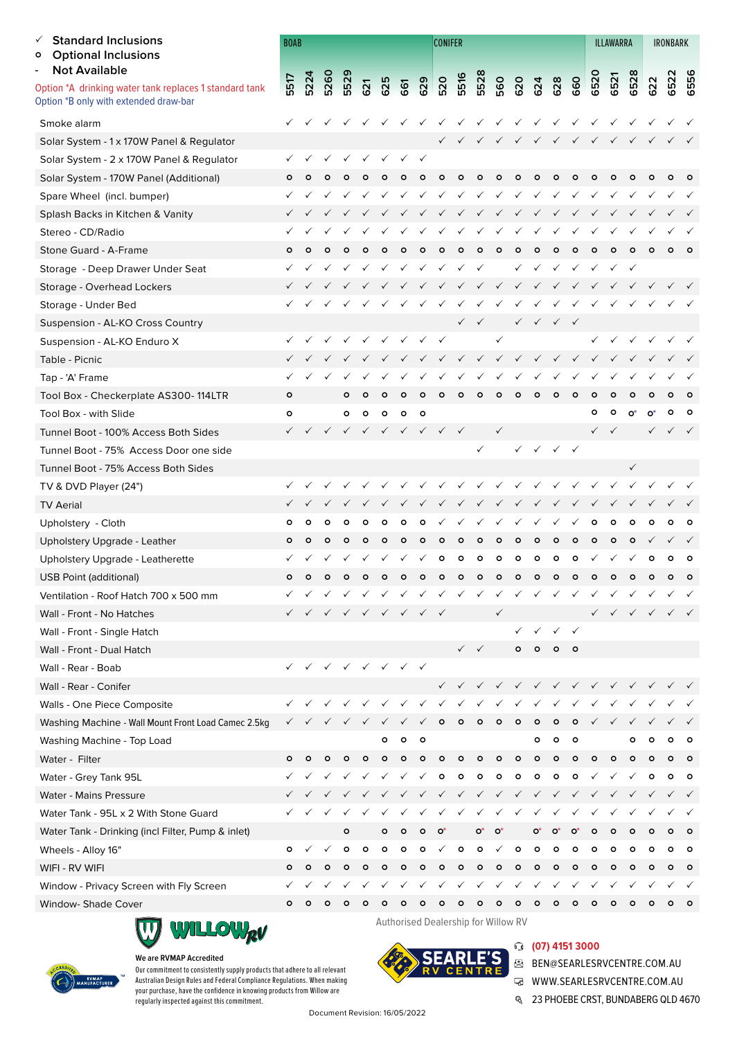✓ Standard Inclusions
o Optional Inclusions
- Not Available

Option *A drinking water tank replaces 1 standard tank
Option *B only with extended draw-bar

| | BOAB | | | | | | | | CONIFER | | | | | | | | ILLAWARRA | | | IRONBARK | | |
|---|---|---|---|---|---|---|---|---|---|---|---|---|---|---|---|---|---|---|---|---|---|---|
| | 5517 | 5224 | 5260 | 5529 | 621 | 625 | 661 | 629 | 520 | 5516 | 5528 | 560 | 620 | 624 | 628 | 660 | 6520 | 6521 | 6528 | 622 | 6522 | 6556 |
| Smoke alarm | ✓ | ✓ | ✓ | ✓ | ✓ | ✓ | ✓ | ✓ | ✓ | ✓ | ✓ | ✓ | ✓ | ✓ | ✓ | ✓ | ✓ | ✓ | ✓ | ✓ | ✓ | ✓ |
| Solar System - 1 x 170W Panel & Regulator | | | | | | | | | ✓ | ✓ | ✓ | ✓ | ✓ | ✓ | ✓ | ✓ | ✓ | ✓ | ✓ | ✓ | ✓ | ✓ |
| Solar System - 2 x 170W Panel & Regulator | ✓ | ✓ | ✓ | ✓ | ✓ | ✓ | ✓ | ✓ | | | | | | | | | | | | | | |
| Solar System - 170W Panel (Additional) | o | o | o | o | o | o | o | o | o | o | o | o | o | o | o | o | o | o | o | o | o | o |
| Spare Wheel (incl. bumper) | ✓ | ✓ | ✓ | ✓ | ✓ | ✓ | ✓ | ✓ | ✓ | ✓ | ✓ | ✓ | ✓ | ✓ | ✓ | ✓ | ✓ | ✓ | ✓ | ✓ | ✓ | ✓ |
| Splash Backs in Kitchen & Vanity | ✓ | ✓ | ✓ | ✓ | ✓ | ✓ | ✓ | ✓ | ✓ | ✓ | ✓ | ✓ | ✓ | ✓ | ✓ | ✓ | ✓ | ✓ | ✓ | ✓ | ✓ | ✓ |
| Stereo - CD/Radio | ✓ | ✓ | ✓ | ✓ | ✓ | ✓ | ✓ | ✓ | ✓ | ✓ | ✓ | ✓ | ✓ | ✓ | ✓ | ✓ | ✓ | ✓ | ✓ | ✓ | ✓ | ✓ |
| Stone Guard - A-Frame | o | o | o | o | o | o | o | o | o | o | o | o | o | o | o | o | o | o | o | o | o | o |
| Storage - Deep Drawer Under Seat | ✓ | ✓ | ✓ | ✓ | ✓ | ✓ | ✓ | ✓ | ✓ | ✓ | ✓ | | ✓ | ✓ | ✓ | ✓ | ✓ | ✓ | ✓ | | | |
| Storage - Overhead Lockers | ✓ | ✓ | ✓ | ✓ | ✓ | ✓ | ✓ | ✓ | ✓ | ✓ | ✓ | ✓ | ✓ | ✓ | ✓ | ✓ | ✓ | ✓ | ✓ | ✓ | ✓ | ✓ |
| Storage - Under Bed | ✓ | ✓ | ✓ | ✓ | ✓ | ✓ | ✓ | ✓ | ✓ | ✓ | ✓ | ✓ | ✓ | ✓ | ✓ | ✓ | ✓ | ✓ | ✓ | ✓ | ✓ | ✓ |
| Suspension - AL-KO Cross Country | | | | | | | | | | ✓ | ✓ | | ✓ | ✓ | ✓ | ✓ | | | | | | |
| Suspension - AL-KO Enduro X | ✓ | ✓ | ✓ | ✓ | ✓ | ✓ | ✓ | ✓ | ✓ | | | ✓ | | | | | ✓ | ✓ | ✓ | ✓ | ✓ | ✓ |
| Table - Picnic | ✓ | ✓ | ✓ | ✓ | ✓ | ✓ | ✓ | ✓ | ✓ | ✓ | ✓ | ✓ | ✓ | ✓ | ✓ | ✓ | ✓ | ✓ | ✓ | ✓ | ✓ | ✓ |
| Tap - 'A' Frame | ✓ | ✓ | ✓ | ✓ | ✓ | ✓ | ✓ | ✓ | ✓ | ✓ | ✓ | ✓ | ✓ | ✓ | ✓ | ✓ | ✓ | ✓ | ✓ | ✓ | ✓ | ✓ |
| Tool Box - Checkerplate AS300- 114LTR | o | | | o | o | o | o | o | o | o | o | o | o | o | o | o | o | o | o | o | o | o |
| Tool Box - with Slide | o | | | o | o | o | o | o | | | | | | | | | o | o | o* | o* | o | o |
| Tunnel Boot - 100% Access Both Sides | ✓ | ✓ | ✓ | ✓ | ✓ | ✓ | ✓ | ✓ | ✓ | ✓ | | ✓ | | | | | ✓ | ✓ | | ✓ | ✓ | ✓ |
| Tunnel Boot - 75% Access Door one side | | | | | | | | | | | ✓ | | ✓ | ✓ | ✓ | ✓ | | | | | | |
| Tunnel Boot - 75% Access Both Sides | | | | | | | | | | | | | | | | | | | ✓ | | | |
| TV & DVD Player (24") | ✓ | ✓ | ✓ | ✓ | ✓ | ✓ | ✓ | ✓ | ✓ | ✓ | ✓ | ✓ | ✓ | ✓ | ✓ | ✓ | ✓ | ✓ | ✓ | ✓ | ✓ | ✓ |
| TV Aerial | ✓ | ✓ | ✓ | ✓ | ✓ | ✓ | ✓ | ✓ | ✓ | ✓ | ✓ | ✓ | ✓ | ✓ | ✓ | ✓ | ✓ | ✓ | ✓ | ✓ | ✓ | ✓ |
| Upholstery - Cloth | o | o | o | o | o | o | o | o | ✓ | ✓ | ✓ | ✓ | ✓ | ✓ | ✓ | ✓ | o | o | o | o | o | o |
| Upholstery Upgrade - Leather | o | o | o | o | o | o | o | o | o | o | o | o | o | o | o | o | o | o | o | ✓ | ✓ | ✓ |
| Upholstery Upgrade - Leatherette | ✓ | ✓ | ✓ | ✓ | ✓ | ✓ | ✓ | ✓ | o | o | o | o | o | o | o | o | ✓ | ✓ | ✓ | o | o | o |
| USB Point (additional) | o | o | o | o | o | o | o | o | o | o | o | o | o | o | o | o | o | o | o | o | o | o |
| Ventilation - Roof Hatch 700 x 500 mm | ✓ | ✓ | ✓ | ✓ | ✓ | ✓ | ✓ | ✓ | ✓ | ✓ | ✓ | ✓ | ✓ | ✓ | ✓ | ✓ | ✓ | ✓ | ✓ | ✓ | ✓ | ✓ |
| Wall - Front - No Hatches | ✓ | ✓ | ✓ | ✓ | ✓ | ✓ | ✓ | ✓ | ✓ | | | ✓ | | | | | ✓ | ✓ | ✓ | ✓ | ✓ | ✓ |
| Wall - Front - Single Hatch | | | | | | | | | | | | | ✓ | ✓ | ✓ | ✓ | | | | | | |
| Wall - Front - Dual Hatch | | | | | | | | | | ✓ | ✓ | | o | o | o | o | | | | | | |
| Wall - Rear - Boab | ✓ | ✓ | ✓ | ✓ | ✓ | ✓ | ✓ | ✓ | | | | | | | | | | | | | | |
| Wall - Rear - Conifer | | | | | | | | | ✓ | ✓ | ✓ | ✓ | ✓ | ✓ | ✓ | ✓ | ✓ | ✓ | ✓ | ✓ | ✓ | ✓ |
| Walls - One Piece Composite | ✓ | ✓ | ✓ | ✓ | ✓ | ✓ | ✓ | ✓ | ✓ | ✓ | ✓ | ✓ | ✓ | ✓ | ✓ | ✓ | ✓ | ✓ | ✓ | ✓ | ✓ | ✓ |
| Washing Machine - Wall Mount Front Load Camec 2.5kg | ✓ | ✓ | ✓ | ✓ | ✓ | ✓ | ✓ | ✓ | o | o | o | o | o | o | o | o | ✓ | ✓ | ✓ | ✓ | ✓ | ✓ |
| Washing Machine - Top Load | | | | | | o | o | o | | | | | | o | o | o | | | o | o | o | o |
| Water - Filter | o | o | o | o | o | o | o | o | o | o | o | o | o | o | o | o | o | o | o | o | o | o |
| Water - Grey Tank 95L | ✓ | ✓ | ✓ | ✓ | ✓ | ✓ | ✓ | ✓ | o | o | o | o | o | o | o | o | ✓ | ✓ | ✓ | o | o | o |
| Water - Mains Pressure | ✓ | ✓ | ✓ | ✓ | ✓ | ✓ | ✓ | ✓ | ✓ | ✓ | ✓ | ✓ | ✓ | ✓ | ✓ | ✓ | ✓ | ✓ | ✓ | ✓ | ✓ | ✓ |
| Water Tank - 95L x 2 With Stone Guard | ✓ | ✓ | ✓ | ✓ | ✓ | ✓ | ✓ | ✓ | ✓ | ✓ | ✓ | ✓ | ✓ | ✓ | ✓ | ✓ | ✓ | ✓ | ✓ | ✓ | ✓ | ✓ |
| Water Tank - Drinking (incl Filter, Pump & inlet) | | | | o | | o | o | o | o* | | o* | o* | | o* | o* | o* | o | o | o | o | o | o |
| Wheels - Alloy 16" | o | ✓ | ✓ | o | o | o | o | o | ✓ | o | o | ✓ | o | o | o | o | o | o | o | o | o | o |
| WIFI - RV WIFI | o | o | o | o | o | o | o | o | o | o | o | o | o | o | o | o | o | o | o | o | o | o |
| Window - Privacy Screen with Fly Screen | ✓ | ✓ | ✓ | ✓ | ✓ | ✓ | ✓ | ✓ | ✓ | ✓ | ✓ | ✓ | ✓ | ✓ | ✓ | ✓ | ✓ | ✓ | ✓ | ✓ | ✓ | ✓ |
| Window- Shade Cover | o | o | o | o | o | o | o | o | o | o | o | o | o | o | o | o | o | o | o | o | o | o |

**We are RVMAP Accredited**

Our commitment to consistently supply products that adhere to all relevant Australian Design Rules and Federal Compliance Regulations. When making your purchase, have the confidence in knowing products from Willow are regularly inspected against this commitment.

Authorised Dealership for Willow RV

SEARLE'S RV CENTRE

(07) 4151 3000
BEN@SEARLESRVCENTRE.COM.AU
WWW.SEARLESRVCENTRE.COM.AU
23 PHOEBE CRST, BUNDABERG QLD 4670

Document Revision: 16/05/2022